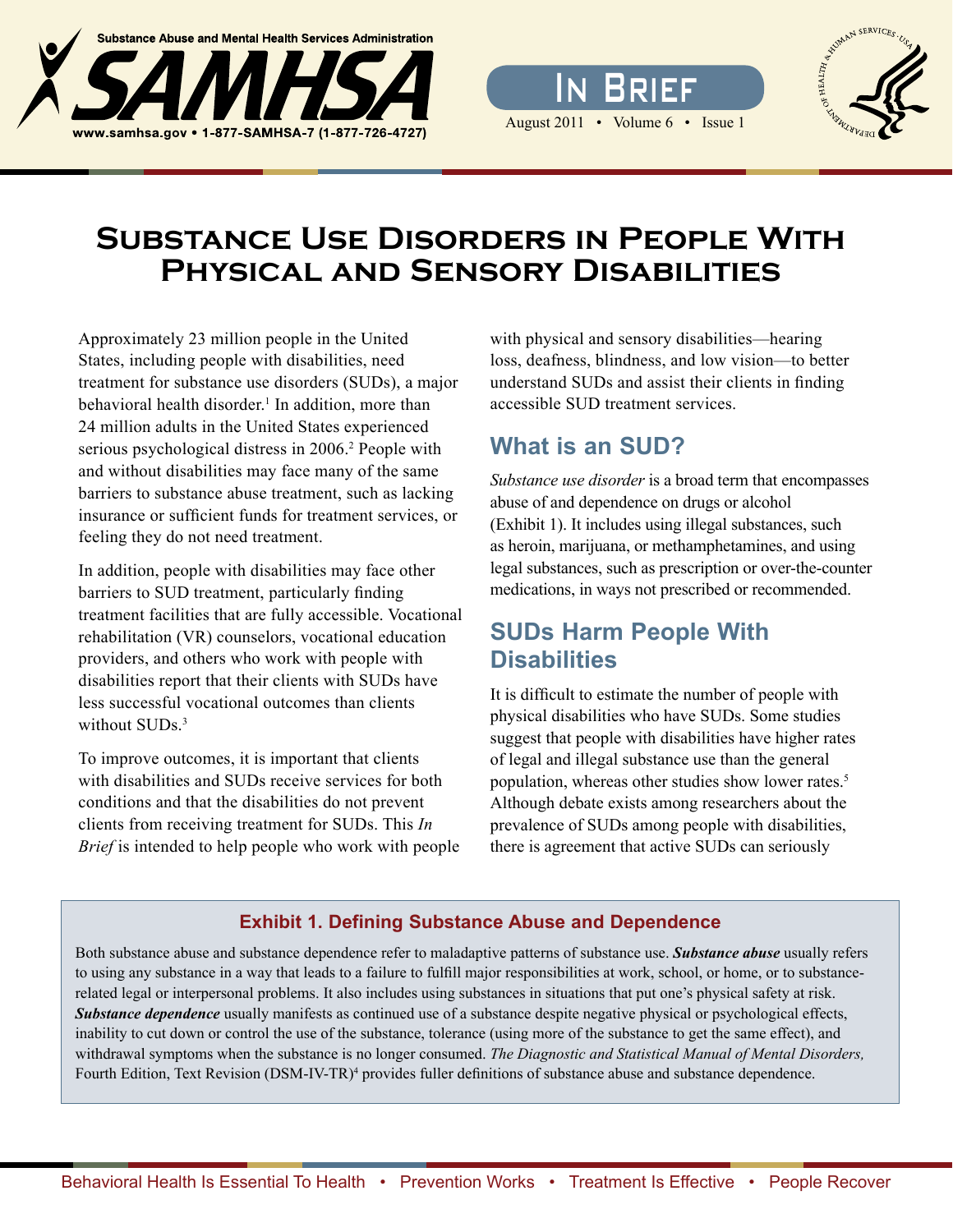Substance Abuse and Mental Health Services Administration

SAMHSA

www.samhsa.gov • 1-877-SAMHSA-7 (1-877-726-4727)

In Brief

August 2011 • Volume 6 • Issue 1

# Substance Use Disorders in People With Physical and Sensory Disabilities

Approximately 23 million people in the United States, including people with disabilities, need treatment for substance use disorders (SUDs), a major behavioral health disorder.[1] In addition, more than 24 million adults in the United States experienced serious psychological distress in 2006.[2] People with and without disabilities may face many of the same barriers to substance abuse treatment, such as lacking insurance or sufficient funds for treatment services, or feeling they do not need treatment.

In addition, people with disabilities may face other barriers to SUD treatment, particularly finding treatment facilities that are fully accessible. Vocational rehabilitation (VR) counselors, vocational education providers, and others who work with people with disabilities report that their clients with SUDs have less successful vocational outcomes than clients without SUDs.[3]

To improve outcomes, it is important that clients with disabilities and SUDs receive services for both conditions and that the disabilities do not prevent clients from receiving treatment for SUDs. This *In Brief* is intended to help people who work with people with physical and sensory disabilities—hearing loss, deafness, blindness, and low vision—to better understand SUDs and assist their clients in finding accessible SUD treatment services.

## What is an SUD?

*Substance use disorder* is a broad term that encompasses abuse of and dependence on drugs or alcohol (Exhibit 1). It includes using illegal substances, such as heroin, marijuana, or methamphetamines, and using legal substances, such as prescription or over-the-counter medications, in ways not prescribed or recommended.

## SUDs Harm People With Disabilities

It is difficult to estimate the number of people with physical disabilities who have SUDs. Some studies suggest that people with disabilities have higher rates of legal and illegal substance use than the general population, whereas other studies show lower rates.[5] Although debate exists among researchers about the prevalence of SUDs among people with disabilities, there is agreement that active SUDs can seriously

### Exhibit 1. Defining Substance Abuse and Dependence

Both substance abuse and substance dependence refer to maladaptive patterns of substance use. ***Substance abuse*** usually refers to using any substance in a way that leads to a failure to fulfill major responsibilities at work, school, or home, or to substance-related legal or interpersonal problems. It also includes using substances in situations that put one's physical safety at risk. ***Substance dependence*** usually manifests as continued use of a substance despite negative physical or psychological effects, inability to cut down or control the use of the substance, tolerance (using more of the substance to get the same effect), and withdrawal symptoms when the substance is no longer consumed. *The Diagnostic and Statistical Manual of Mental Disorders,* Fourth Edition, Text Revision (DSM-IV-TR)[4] provides fuller definitions of substance abuse and substance dependence.

Behavioral Health Is Essential To Health • Prevention Works • Treatment Is Effective • People Recover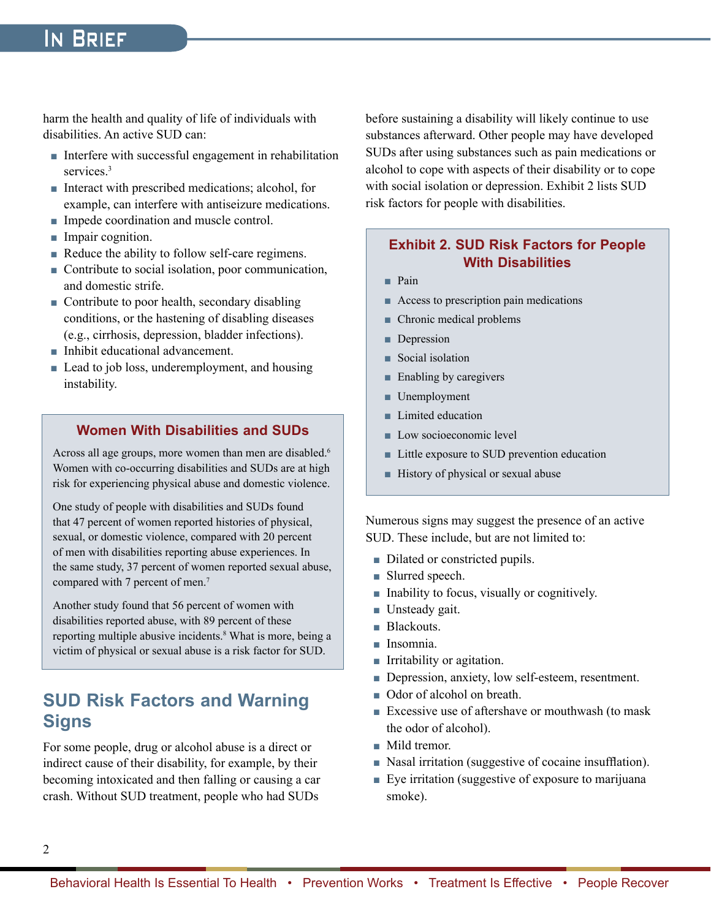harm the health and quality of life of individuals with disabilities. An active SUD can:

- Interfere with successful engagement in rehabilitation services.[3]
- Interact with prescribed medications; alcohol, for example, can interfere with antiseizure medications.
- Impede coordination and muscle control.
- Impair cognition.
- Reduce the ability to follow self-care regimens.
- Contribute to social isolation, poor communication, and domestic strife.
- Contribute to poor health, secondary disabling conditions, or the hastening of disabling diseases (e.g., cirrhosis, depression, bladder infections).
- Inhibit educational advancement.
- Lead to job loss, underemployment, and housing instability.

### Women With Disabilities and SUDs

Across all age groups, more women than men are disabled.[6] Women with co-occurring disabilities and SUDs are at high risk for experiencing physical abuse and domestic violence.

One study of people with disabilities and SUDs found that 47 percent of women reported histories of physical, sexual, or domestic violence, compared with 20 percent of men with disabilities reporting abuse experiences. In the same study, 37 percent of women reported sexual abuse, compared with 7 percent of men.[7]

Another study found that 56 percent of women with disabilities reported abuse, with 89 percent of these reporting multiple abusive incidents.[8] What is more, being a victim of physical or sexual abuse is a risk factor for SUD.

## SUD Risk Factors and Warning Signs

For some people, drug or alcohol abuse is a direct or indirect cause of their disability, for example, by their becoming intoxicated and then falling or causing a car crash. Without SUD treatment, people who had SUDs before sustaining a disability will likely continue to use substances afterward. Other people may have developed SUDs after using substances such as pain medications or alcohol to cope with aspects of their disability or to cope with social isolation or depression. Exhibit 2 lists SUD risk factors for people with disabilities.

### Exhibit 2. SUD Risk Factors for People With Disabilities

- Pain
- Access to prescription pain medications
- Chronic medical problems
- Depression
- Social isolation
- Enabling by caregivers
- Unemployment
- Limited education
- Low socioeconomic level
- Little exposure to SUD prevention education
- History of physical or sexual abuse

Numerous signs may suggest the presence of an active SUD. These include, but are not limited to:

- Dilated or constricted pupils.
- Slurred speech.
- Inability to focus, visually or cognitively.
- Unsteady gait.
- Blackouts.
- Insomnia.
- Irritability or agitation.
- Depression, anxiety, low self-esteem, resentment.
- Odor of alcohol on breath.
- Excessive use of aftershave or mouthwash (to mask the odor of alcohol).
- Mild tremor.
- Nasal irritation (suggestive of cocaine insufflation).
- Eye irritation (suggestive of exposure to marijuana smoke).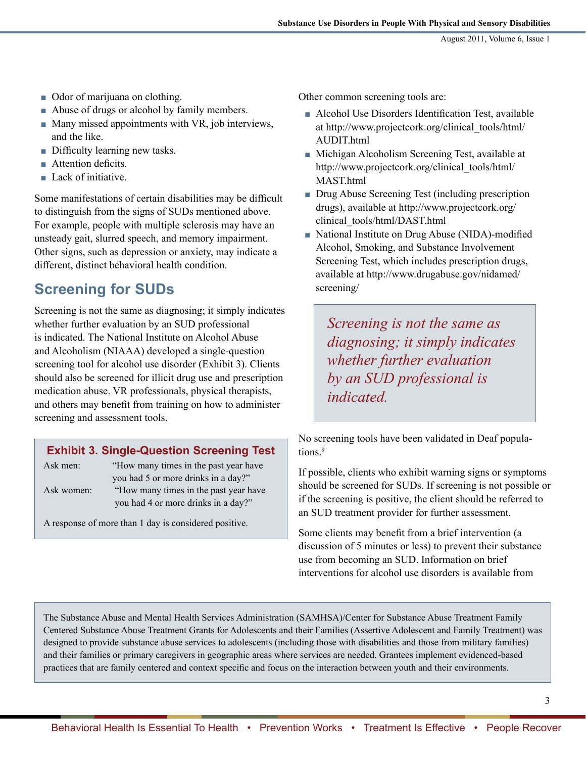- Odor of marijuana on clothing.
- Abuse of drugs or alcohol by family members.
- Many missed appointments with VR, job interviews, and the like.
- Difficulty learning new tasks.
- Attention deficits.
- Lack of initiative.

Some manifestations of certain disabilities may be difficult to distinguish from the signs of SUDs mentioned above. For example, people with multiple sclerosis may have an unsteady gait, slurred speech, and memory impairment. Other signs, such as depression or anxiety, may indicate a different, distinct behavioral health condition.

## Screening for SUDs

Screening is not the same as diagnosing; it simply indicates whether further evaluation by an SUD professional is indicated. The National Institute on Alcohol Abuse and Alcoholism (NIAAA) developed a single-question screening tool for alcohol use disorder (Exhibit 3). Clients should also be screened for illicit drug use and prescription medication abuse. VR professionals, physical therapists, and others may benefit from training on how to administer screening and assessment tools.

**Exhibit 3. Single-Question Screening Test**

| | |
|---|---|
| Ask men: | "How many times in the past year have you had 5 or more drinks in a day?" |
| Ask women: | "How many times in the past year have you had 4 or more drinks in a day?" |

A response of more than 1 day is considered positive.

Other common screening tools are:

- Alcohol Use Disorders Identification Test, available at http://www.projectcork.org/clinical_tools/html/AUDIT.html
- Michigan Alcoholism Screening Test, available at http://www.projectcork.org/clinical_tools/html/MAST.html
- Drug Abuse Screening Test (including prescription drugs), available at http://www.projectcork.org/clinical_tools/html/DAST.html
- National Institute on Drug Abuse (NIDA)-modified Alcohol, Smoking, and Substance Involvement Screening Test, which includes prescription drugs, available at http://www.drugabuse.gov/nidamed/screening/

> *Screening is not the same as diagnosing; it simply indicates whether further evaluation by an SUD professional is indicated.*

No screening tools have been validated in Deaf populations.[9]

If possible, clients who exhibit warning signs or symptoms should be screened for SUDs. If screening is not possible or if the screening is positive, the client should be referred to an SUD treatment provider for further assessment.

Some clients may benefit from a brief intervention (a discussion of 5 minutes or less) to prevent their substance use from becoming an SUD. Information on brief interventions for alcohol use disorders is available from

> The Substance Abuse and Mental Health Services Administration (SAMHSA)/Center for Substance Abuse Treatment Family Centered Substance Abuse Treatment Grants for Adolescents and their Families (Assertive Adolescent and Family Treatment) was designed to provide substance abuse services to adolescents (including those with disabilities and those from military families) and their families or primary caregivers in geographic areas where services are needed. Grantees implement evidenced-based practices that are family centered and context specific and focus on the interaction between youth and their environments.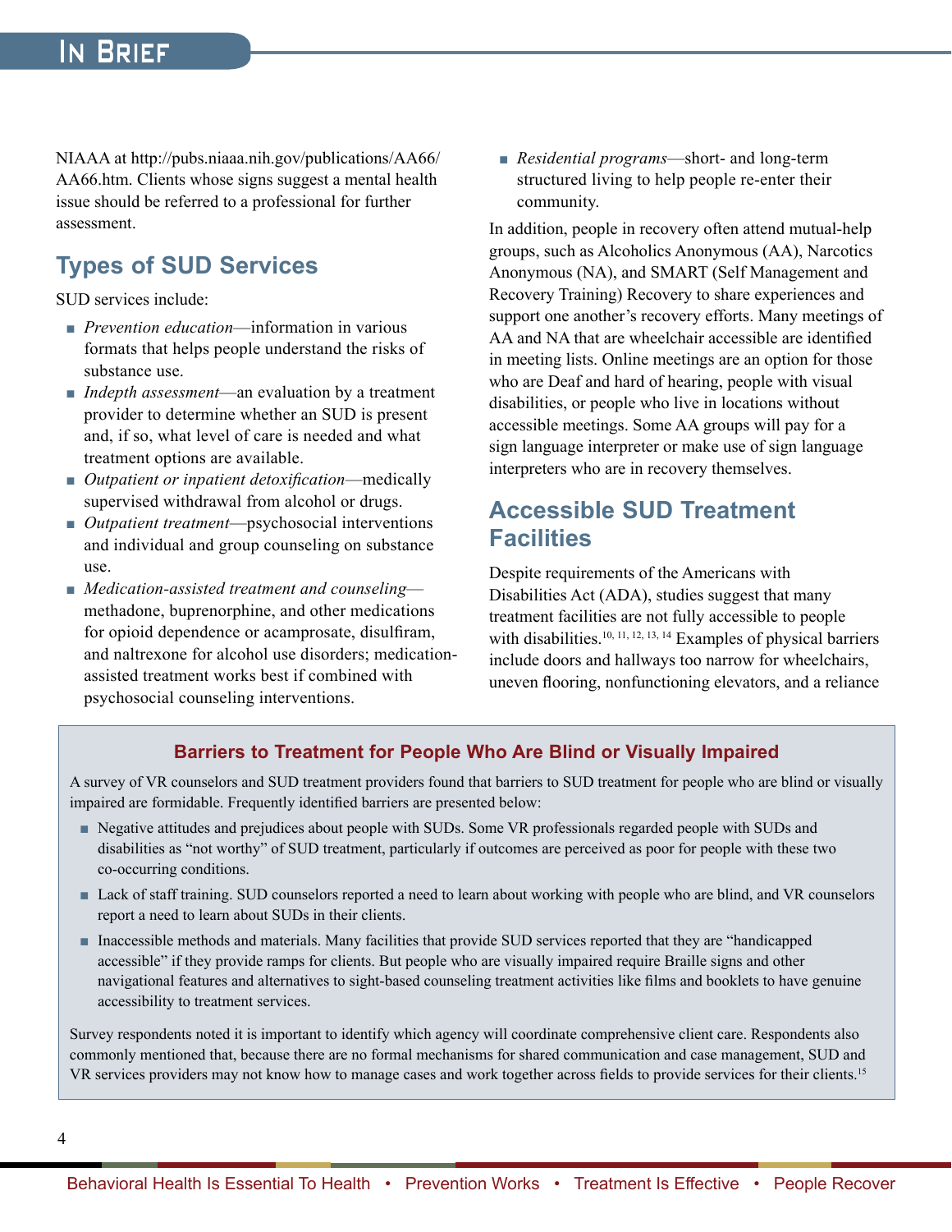NIAAA at http://pubs.niaaa.nih.gov/publications/AA66/AA66.htm. Clients whose signs suggest a mental health issue should be referred to a professional for further assessment.

## Types of SUD Services

SUD services include:

- *Prevention education*—information in various formats that helps people understand the risks of substance use.
- *Indepth assessment*—an evaluation by a treatment provider to determine whether an SUD is present and, if so, what level of care is needed and what treatment options are available.
- *Outpatient or inpatient detoxification*—medically supervised withdrawal from alcohol or drugs.
- *Outpatient treatment*—psychosocial interventions and individual and group counseling on substance use.
- *Medication-assisted treatment and counseling*—methadone, buprenorphine, and other medications for opioid dependence or acamprosate, disulfiram, and naltrexone for alcohol use disorders; medication-assisted treatment works best if combined with psychosocial counseling interventions.
- *Residential programs*—short- and long-term structured living to help people re-enter their community.

In addition, people in recovery often attend mutual-help groups, such as Alcoholics Anonymous (AA), Narcotics Anonymous (NA), and SMART (Self Management and Recovery Training) Recovery to share experiences and support one another's recovery efforts. Many meetings of AA and NA that are wheelchair accessible are identified in meeting lists. Online meetings are an option for those who are Deaf and hard of hearing, people with visual disabilities, or people who live in locations without accessible meetings. Some AA groups will pay for a sign language interpreter or make use of sign language interpreters who are in recovery themselves.

## Accessible SUD Treatment Facilities

Despite requirements of the Americans with Disabilities Act (ADA), studies suggest that many treatment facilities are not fully accessible to people with disabilities.[10, 11, 12, 13, 14] Examples of physical barriers include doors and hallways too narrow for wheelchairs, uneven flooring, nonfunctioning elevators, and a reliance

### Barriers to Treatment for People Who Are Blind or Visually Impaired

A survey of VR counselors and SUD treatment providers found that barriers to SUD treatment for people who are blind or visually impaired are formidable. Frequently identified barriers are presented below:

- Negative attitudes and prejudices about people with SUDs. Some VR professionals regarded people with SUDs and disabilities as "not worthy" of SUD treatment, particularly if outcomes are perceived as poor for people with these two co-occurring conditions.
- Lack of staff training. SUD counselors reported a need to learn about working with people who are blind, and VR counselors report a need to learn about SUDs in their clients.
- Inaccessible methods and materials. Many facilities that provide SUD services reported that they are "handicapped accessible" if they provide ramps for clients. But people who are visually impaired require Braille signs and other navigational features and alternatives to sight-based counseling treatment activities like films and booklets to have genuine accessibility to treatment services.

Survey respondents noted it is important to identify which agency will coordinate comprehensive client care. Respondents also commonly mentioned that, because there are no formal mechanisms for shared communication and case management, SUD and VR services providers may not know how to manage cases and work together across fields to provide services for their clients.[15]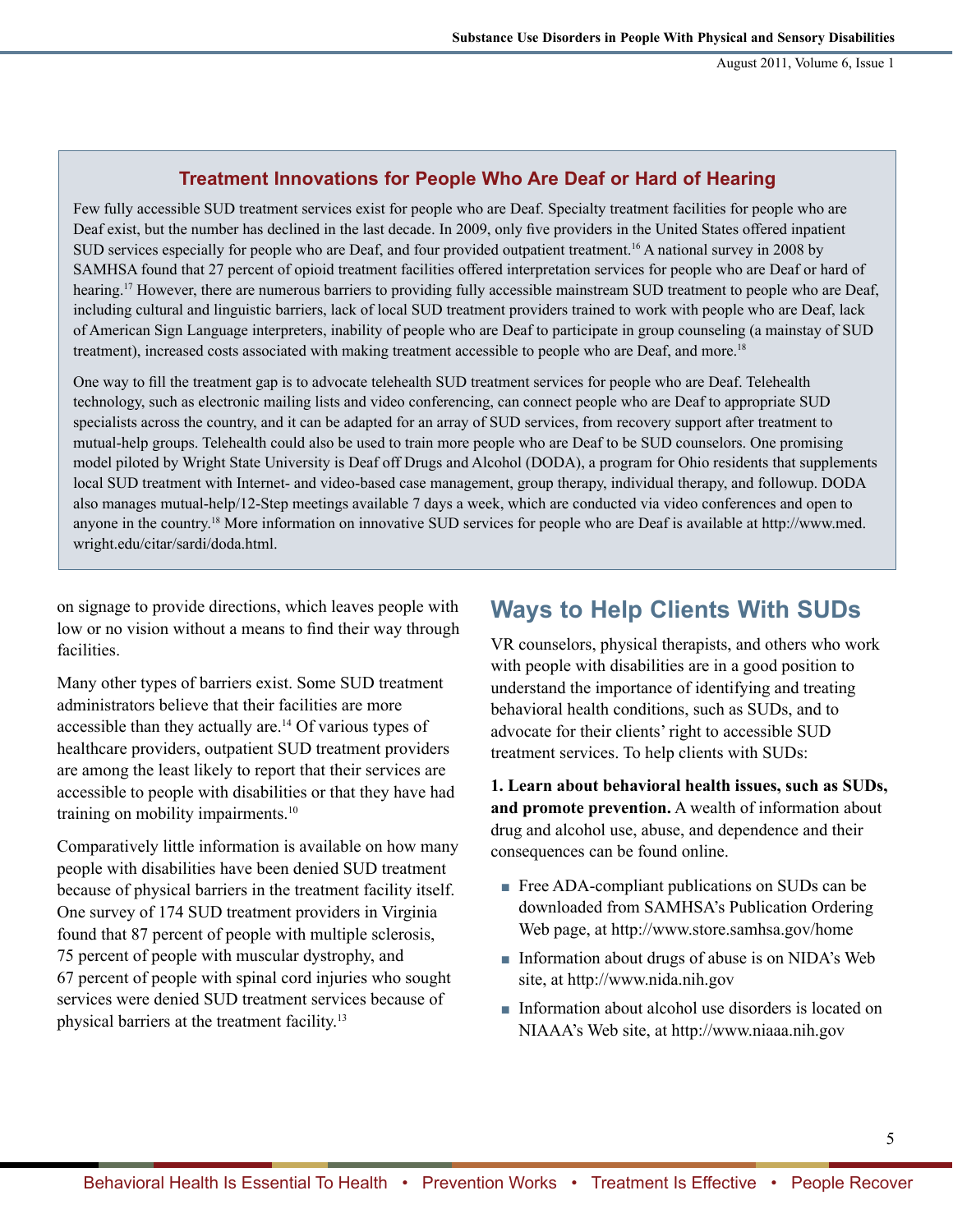### Treatment Innovations for People Who Are Deaf or Hard of Hearing

Few fully accessible SUD treatment services exist for people who are Deaf. Specialty treatment facilities for people who are Deaf exist, but the number has declined in the last decade. In 2009, only five providers in the United States offered inpatient SUD services especially for people who are Deaf, and four provided outpatient treatment.[16] A national survey in 2008 by SAMHSA found that 27 percent of opioid treatment facilities offered interpretation services for people who are Deaf or hard of hearing.[17] However, there are numerous barriers to providing fully accessible mainstream SUD treatment to people who are Deaf, including cultural and linguistic barriers, lack of local SUD treatment providers trained to work with people who are Deaf, lack of American Sign Language interpreters, inability of people who are Deaf to participate in group counseling (a mainstay of SUD treatment), increased costs associated with making treatment accessible to people who are Deaf, and more.[18]

One way to fill the treatment gap is to advocate telehealth SUD treatment services for people who are Deaf. Telehealth technology, such as electronic mailing lists and video conferencing, can connect people who are Deaf to appropriate SUD specialists across the country, and it can be adapted for an array of SUD services, from recovery support after treatment to mutual-help groups. Telehealth could also be used to train more people who are Deaf to be SUD counselors. One promising model piloted by Wright State University is Deaf off Drugs and Alcohol (DODA), a program for Ohio residents that supplements local SUD treatment with Internet- and video-based case management, group therapy, individual therapy, and followup. DODA also manages mutual-help/12-Step meetings available 7 days a week, which are conducted via video conferences and open to anyone in the country.[18] More information on innovative SUD services for people who are Deaf is available at http://www.med.wright.edu/citar/sardi/doda.html.

on signage to provide directions, which leaves people with low or no vision without a means to find their way through facilities.

Many other types of barriers exist. Some SUD treatment administrators believe that their facilities are more accessible than they actually are.[14] Of various types of healthcare providers, outpatient SUD treatment providers are among the least likely to report that their services are accessible to people with disabilities or that they have had training on mobility impairments.[10]

Comparatively little information is available on how many people with disabilities have been denied SUD treatment because of physical barriers in the treatment facility itself. One survey of 174 SUD treatment providers in Virginia found that 87 percent of people with multiple sclerosis, 75 percent of people with muscular dystrophy, and 67 percent of people with spinal cord injuries who sought services were denied SUD treatment services because of physical barriers at the treatment facility.[13]

## Ways to Help Clients With SUDs

VR counselors, physical therapists, and others who work with people with disabilities are in a good position to understand the importance of identifying and treating behavioral health conditions, such as SUDs, and to advocate for their clients' right to accessible SUD treatment services. To help clients with SUDs:

**1. Learn about behavioral health issues, such as SUDs, and promote prevention.** A wealth of information about drug and alcohol use, abuse, and dependence and their consequences can be found online.

- Free ADA-compliant publications on SUDs can be downloaded from SAMHSA's Publication Ordering Web page, at http://www.store.samhsa.gov/home
- Information about drugs of abuse is on NIDA's Web site, at http://www.nida.nih.gov
- Information about alcohol use disorders is located on NIAAA's Web site, at http://www.niaaa.nih.gov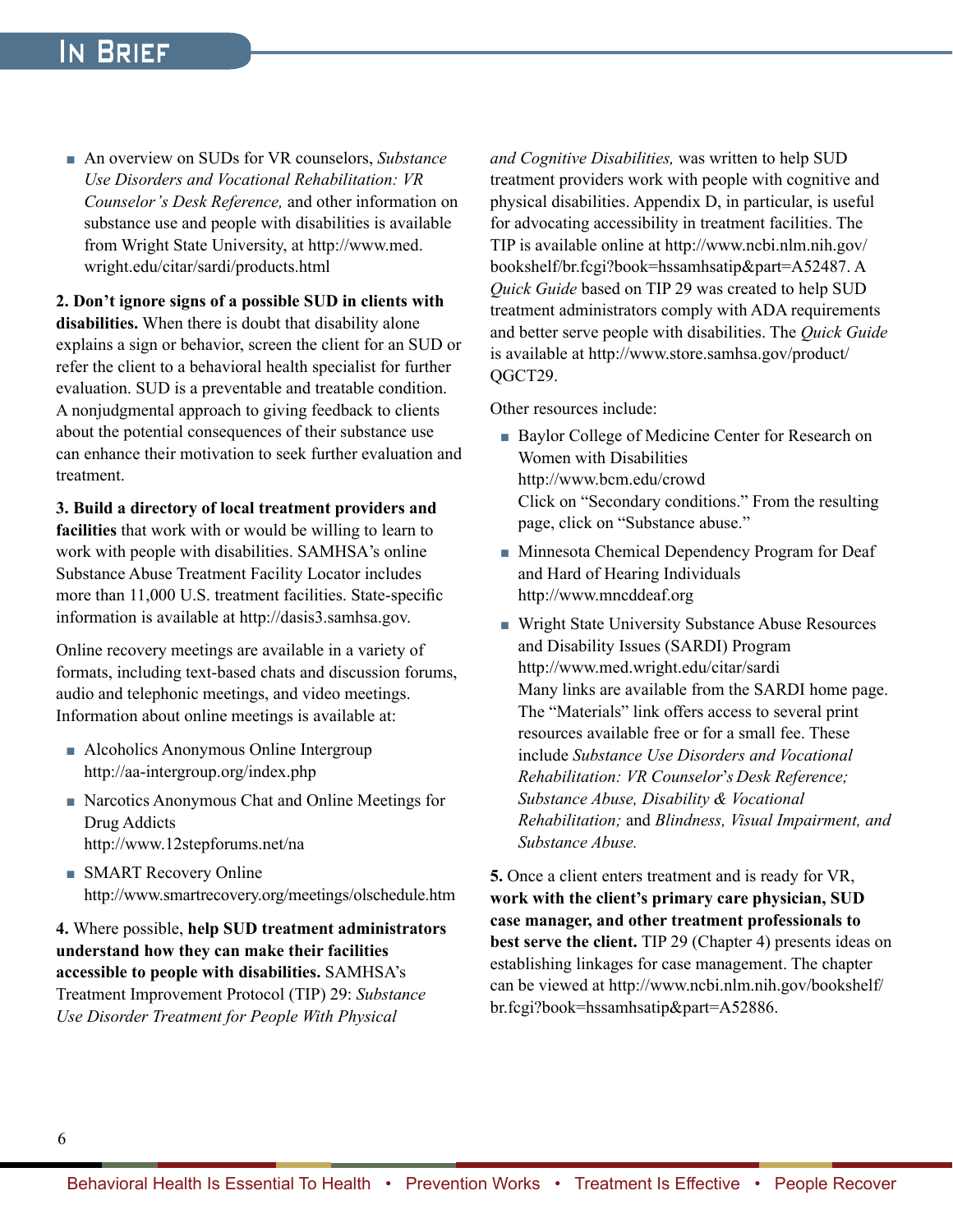- An overview on SUDs for VR counselors, *Substance Use Disorders and Vocational Rehabilitation: VR Counselor's Desk Reference,* and other information on substance use and people with disabilities is available from Wright State University, at http://www.med.wright.edu/citar/sardi/products.html

**2. Don't ignore signs of a possible SUD in clients with disabilities.** When there is doubt that disability alone explains a sign or behavior, screen the client for an SUD or refer the client to a behavioral health specialist for further evaluation. SUD is a preventable and treatable condition. A nonjudgmental approach to giving feedback to clients about the potential consequences of their substance use can enhance their motivation to seek further evaluation and treatment.

**3. Build a directory of local treatment providers and facilities** that work with or would be willing to learn to work with people with disabilities. SAMHSA's online Substance Abuse Treatment Facility Locator includes more than 11,000 U.S. treatment facilities. State-specific information is available at http://dasis3.samhsa.gov.

Online recovery meetings are available in a variety of formats, including text-based chats and discussion forums, audio and telephonic meetings, and video meetings. Information about online meetings is available at:

- Alcoholics Anonymous Online Intergroup
  http://aa-intergroup.org/index.php
- Narcotics Anonymous Chat and Online Meetings for Drug Addicts
  http://www.12stepforums.net/na
- SMART Recovery Online
  http://www.smartrecovery.org/meetings/olschedule.htm

**4.** Where possible, **help SUD treatment administrators understand how they can make their facilities accessible to people with disabilities.** SAMHSA's Treatment Improvement Protocol (TIP) 29: *Substance Use Disorder Treatment for People With Physical and Cognitive Disabilities,* was written to help SUD treatment providers work with people with cognitive and physical disabilities. Appendix D, in particular, is useful for advocating accessibility in treatment facilities. The TIP is available online at http://www.ncbi.nlm.nih.gov/bookshelf/br.fcgi?book=hssamhsatip&part=A52487. A *Quick Guide* based on TIP 29 was created to help SUD treatment administrators comply with ADA requirements and better serve people with disabilities. The *Quick Guide* is available at http://www.store.samhsa.gov/product/QGCT29.

Other resources include:

- Baylor College of Medicine Center for Research on Women with Disabilities
  http://www.bcm.edu/crowd
  Click on "Secondary conditions." From the resulting page, click on "Substance abuse."
- Minnesota Chemical Dependency Program for Deaf and Hard of Hearing Individuals
  http://www.mncddeaf.org
- Wright State University Substance Abuse Resources and Disability Issues (SARDI) Program
  http://www.med.wright.edu/citar/sardi
  Many links are available from the SARDI home page. The "Materials" link offers access to several print resources available free or for a small fee. These include *Substance Use Disorders and Vocational Rehabilitation: VR Counselor's Desk Reference; Substance Abuse, Disability & Vocational Rehabilitation;* and *Blindness, Visual Impairment, and Substance Abuse.*

**5.** Once a client enters treatment and is ready for VR, **work with the client's primary care physician, SUD case manager, and other treatment professionals to best serve the client.** TIP 29 (Chapter 4) presents ideas on establishing linkages for case management. The chapter can be viewed at http://www.ncbi.nlm.nih.gov/bookshelf/br.fcgi?book=hssamhsatip&part=A52886.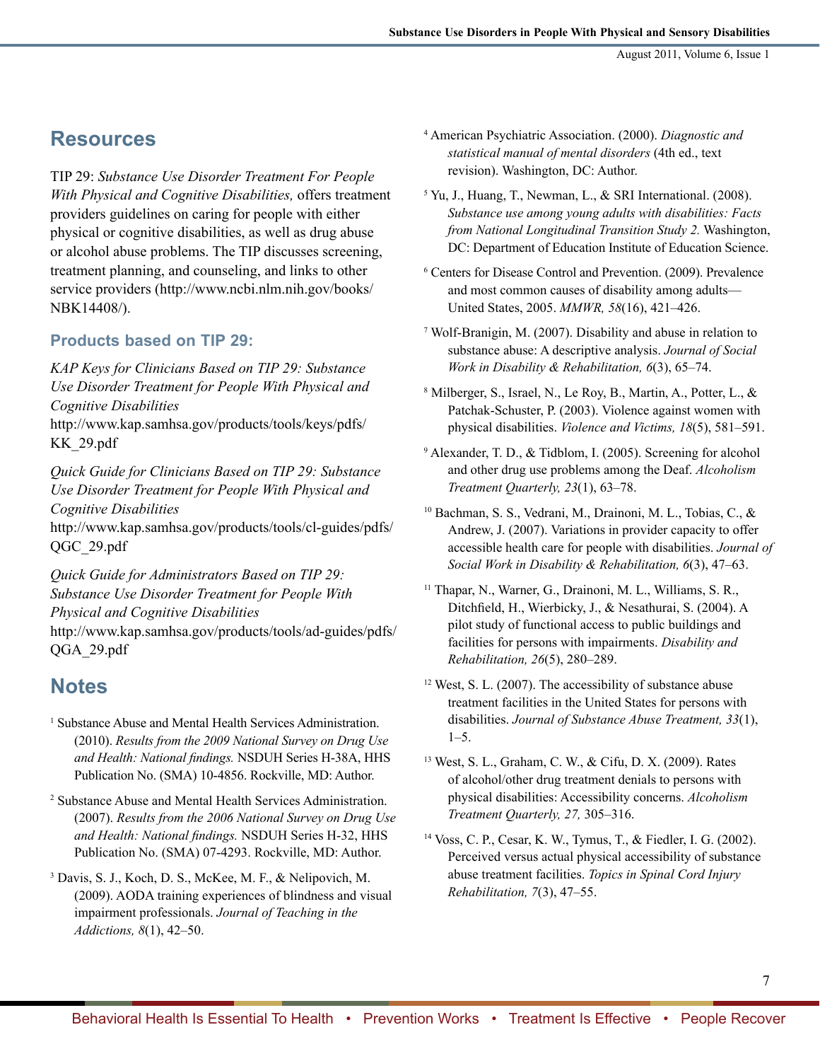## Resources

TIP 29: *Substance Use Disorder Treatment For People With Physical and Cognitive Disabilities,* offers treatment providers guidelines on caring for people with either physical or cognitive disabilities, as well as drug abuse or alcohol abuse problems. The TIP discusses screening, treatment planning, and counseling, and links to other service providers (http://www.ncbi.nlm.nih.gov/books/NBK14408/).

### Products based on TIP 29:

*KAP Keys for Clinicians Based on TIP 29: Substance Use Disorder Treatment for People With Physical and Cognitive Disabilities*
http://www.kap.samhsa.gov/products/tools/keys/pdfs/KK_29.pdf

*Quick Guide for Clinicians Based on TIP 29: Substance Use Disorder Treatment for People With Physical and Cognitive Disabilities*
http://www.kap.samhsa.gov/products/tools/cl-guides/pdfs/QGC_29.pdf

*Quick Guide for Administrators Based on TIP 29: Substance Use Disorder Treatment for People With Physical and Cognitive Disabilities*
http://www.kap.samhsa.gov/products/tools/ad-guides/pdfs/QGA_29.pdf

## Notes

[1] Substance Abuse and Mental Health Services Administration. (2010). *Results from the 2009 National Survey on Drug Use and Health: National findings.* NSDUH Series H-38A, HHS Publication No. (SMA) 10-4856. Rockville, MD: Author.

[2] Substance Abuse and Mental Health Services Administration. (2007). *Results from the 2006 National Survey on Drug Use and Health: National findings.* NSDUH Series H-32, HHS Publication No. (SMA) 07-4293. Rockville, MD: Author.

[3] Davis, S. J., Koch, D. S., McKee, M. F., & Nelipovich, M. (2009). AODA training experiences of blindness and visual impairment professionals. *Journal of Teaching in the Addictions, 8*(1), 42–50.

[4] American Psychiatric Association. (2000). *Diagnostic and statistical manual of mental disorders* (4th ed., text revision). Washington, DC: Author.

[5] Yu, J., Huang, T., Newman, L., & SRI International. (2008). *Substance use among young adults with disabilities: Facts from National Longitudinal Transition Study 2.* Washington, DC: Department of Education Institute of Education Science.

[6] Centers for Disease Control and Prevention. (2009). Prevalence and most common causes of disability among adults—United States, 2005. *MMWR, 58*(16), 421–426.

[7] Wolf-Branigin, M. (2007). Disability and abuse in relation to substance abuse: A descriptive analysis. *Journal of Social Work in Disability & Rehabilitation, 6*(3), 65–74.

[8] Milberger, S., Israel, N., Le Roy, B., Martin, A., Potter, L., & Patchak-Schuster, P. (2003). Violence against women with physical disabilities. *Violence and Victims, 18*(5), 581–591.

[9] Alexander, T. D., & Tidblom, I. (2005). Screening for alcohol and other drug use problems among the Deaf. *Alcoholism Treatment Quarterly, 23*(1), 63–78.

[10] Bachman, S. S., Vedrani, M., Drainoni, M. L., Tobias, C., & Andrew, J. (2007). Variations in provider capacity to offer accessible health care for people with disabilities. *Journal of Social Work in Disability & Rehabilitation, 6*(3), 47–63.

[11] Thapar, N., Warner, G., Drainoni, M. L., Williams, S. R., Ditchfield, H., Wierbicky, J., & Nesathurai, S. (2004). A pilot study of functional access to public buildings and facilities for persons with impairments. *Disability and Rehabilitation, 26*(5), 280–289.

[12] West, S. L. (2007). The accessibility of substance abuse treatment facilities in the United States for persons with disabilities. *Journal of Substance Abuse Treatment, 33*(1), 1–5.

[13] West, S. L., Graham, C. W., & Cifu, D. X. (2009). Rates of alcohol/other drug treatment denials to persons with physical disabilities: Accessibility concerns. *Alcoholism Treatment Quarterly, 27,* 305–316.

[14] Voss, C. P., Cesar, K. W., Tymus, T., & Fiedler, I. G. (2002). Perceived versus actual physical accessibility of substance abuse treatment facilities. *Topics in Spinal Cord Injury Rehabilitation, 7*(3), 47–55.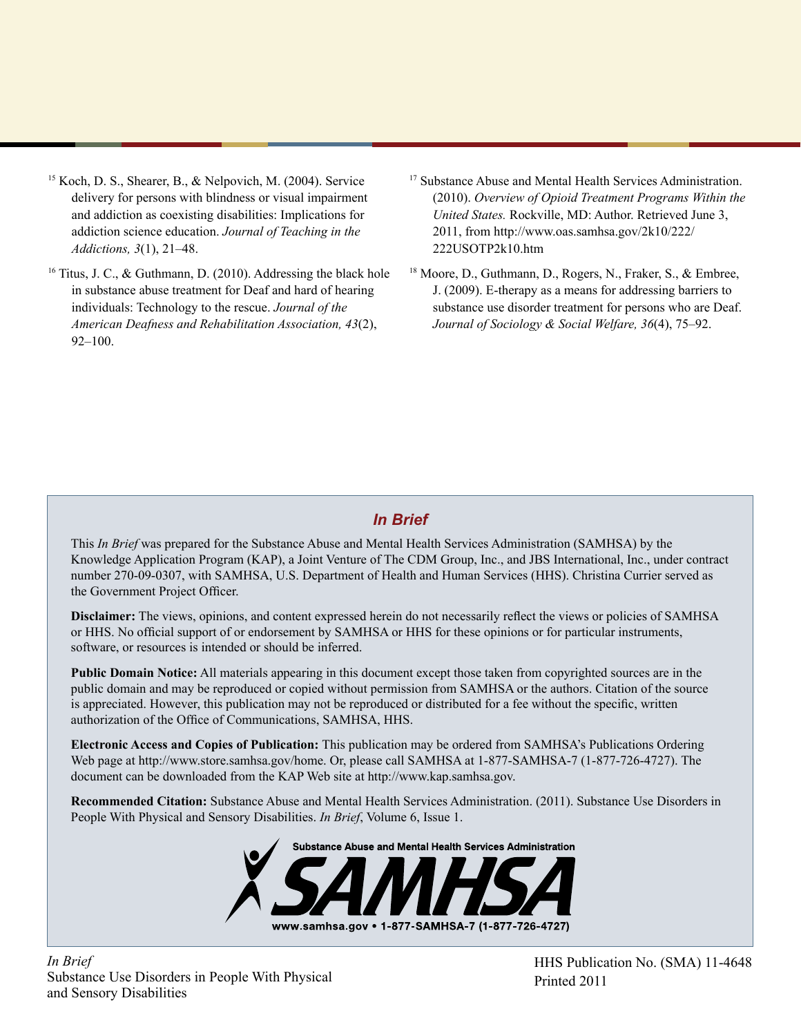[15] Koch, D. S., Shearer, B., & Nelpovich, M. (2004). Service delivery for persons with blindness or visual impairment and addiction as coexisting disabilities: Implications for addiction science education. *Journal of Teaching in the Addictions, 3*(1), 21–48.

[16] Titus, J. C., & Guthmann, D. (2010). Addressing the black hole in substance abuse treatment for Deaf and hard of hearing individuals: Technology to the rescue. *Journal of the American Deafness and Rehabilitation Association, 43*(2), 92–100.

[17] Substance Abuse and Mental Health Services Administration. (2010). *Overview of Opioid Treatment Programs Within the United States.* Rockville, MD: Author. Retrieved June 3, 2011, from http://www.oas.samhsa.gov/2k10/222/222USOTP2k10.htm

[18] Moore, D., Guthmann, D., Rogers, N., Fraker, S., & Embree, J. (2009). E-therapy as a means for addressing barriers to substance use disorder treatment for persons who are Deaf. *Journal of Sociology & Social Welfare, 36*(4), 75–92.

## *In Brief*

This *In Brief* was prepared for the Substance Abuse and Mental Health Services Administration (SAMHSA) by the Knowledge Application Program (KAP), a Joint Venture of The CDM Group, Inc., and JBS International, Inc., under contract number 270-09-0307, with SAMHSA, U.S. Department of Health and Human Services (HHS). Christina Currier served as the Government Project Officer.

**Disclaimer:** The views, opinions, and content expressed herein do not necessarily reflect the views or policies of SAMHSA or HHS. No official support of or endorsement by SAMHSA or HHS for these opinions or for particular instruments, software, or resources is intended or should be inferred.

**Public Domain Notice:** All materials appearing in this document except those taken from copyrighted sources are in the public domain and may be reproduced or copied without permission from SAMHSA or the authors. Citation of the source is appreciated. However, this publication may not be reproduced or distributed for a fee without the specific, written authorization of the Office of Communications, SAMHSA, HHS.

**Electronic Access and Copies of Publication:** This publication may be ordered from SAMHSA's Publications Ordering Web page at http://www.store.samhsa.gov/home. Or, please call SAMHSA at 1-877-SAMHSA-7 (1-877-726-4727). The document can be downloaded from the KAP Web site at http://www.kap.samhsa.gov.

**Recommended Citation:** Substance Abuse and Mental Health Services Administration. (2011). Substance Use Disorders in People With Physical and Sensory Disabilities. *In Brief*, Volume 6, Issue 1.

Substance Abuse and Mental Health Services Administration

SAMHSA

www.samhsa.gov • 1-877-SAMHSA-7 (1-877-726-4727)

*In Brief*
Substance Use Disorders in People With Physical and Sensory Disabilities

HHS Publication No. (SMA) 11-4648
Printed 2011